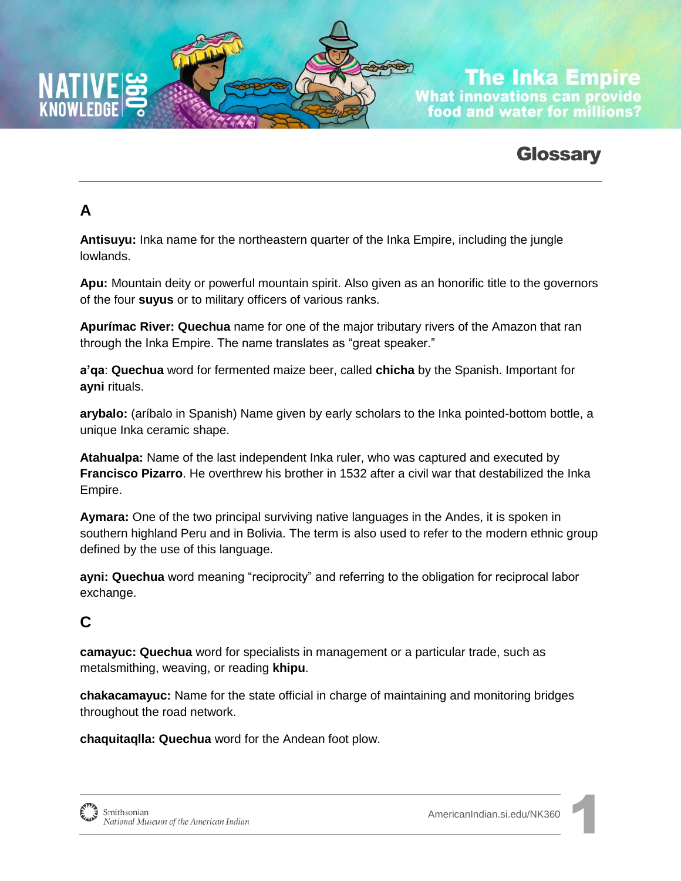# The Inka Empire

## What innovations can provide food and water for millions?

## Glossary

### A

**Antisuyu:** Inka name for the northeastern quarter of the Inka Empire, including the jungle lowlands.

**Apu:** Mountain deity or powerful mountain spirit. Also given as an honorific title to the governors of the four **suyus** or to military officers of various ranks.

**Apurímac River: Quechua** name for one of the major tributary rivers of the Amazon that ran through the Inka Empire. The name translates as "great speaker."

**a'qa**: **Quechua** word for fermented maize beer, called **chicha** by the Spanish. Important for **ayni** rituals.

**arybalo:** (aríbalo in Spanish) Name given by early scholars to the Inka pointed-bottom bottle, a unique Inka ceramic shape.

**Atahualpa:** Name of the last independent Inka ruler, who was captured and executed by **Francisco Pizarro**. He overthrew his brother in 1532 after a civil war that destabilized the Inka Empire.

**Aymara:** One of the two principal surviving native languages in the Andes, it is spoken in southern highland Peru and in Bolivia. The term is also used to refer to the modern ethnic group defined by the use of this language.

**ayni: Quechua** word meaning "reciprocity" and referring to the obligation for reciprocal labor exchange.

### C

**camayuc: Quechua** word for specialists in management or a particular trade, such as metalsmithing, weaving, or reading **khipu**.

**chakacamayuc:** Name for the state official in charge of maintaining and monitoring bridges throughout the road network.

**chaquitaqlla: Quechua** word for the Andean foot plow.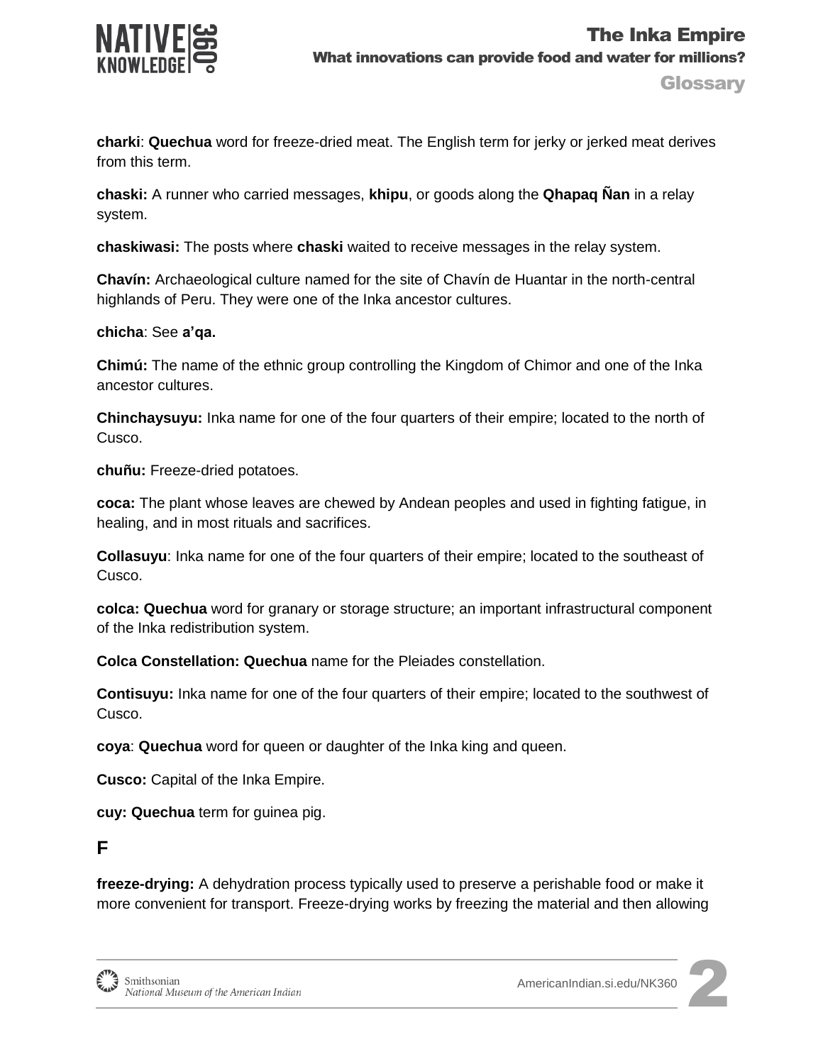**charki**: **Quechua** word for freeze-dried meat. The English term for jerky or jerked meat derives from this term.

**chaski:** A runner who carried messages, **khipu**, or goods along the **Qhapaq Ñan** in a relay system.

**chaskiwasi:** The posts where **chaski** waited to receive messages in the relay system.

**Chavín:** Archaeological culture named for the site of Chavín de Huantar in the north-central highlands of Peru. They were one of the Inka ancestor cultures.

**chicha**: See **a'qa.**

**Chimú:** The name of the ethnic group controlling the Kingdom of Chimor and one of the Inka ancestor cultures.

**Chinchaysuyu:** Inka name for one of the four quarters of their empire; located to the north of Cusco.

**chuñu:** Freeze-dried potatoes.

**coca:** The plant whose leaves are chewed by Andean peoples and used in fighting fatigue, in healing, and in most rituals and sacrifices.

**Collasuyu**: Inka name for one of the four quarters of their empire; located to the southeast of Cusco.

**colca: Quechua** word for granary or storage structure; an important infrastructural component of the Inka redistribution system.

**Colca Constellation: Quechua** name for the Pleiades constellation.

**Contisuyu:** Inka name for one of the four quarters of their empire; located to the southwest of Cusco.

**coya**: **Quechua** word for queen or daughter of the Inka king and queen.

**Cusco:** Capital of the Inka Empire.

**cuy: Quechua** term for guinea pig.

## F

**freeze-drying:** A dehydration process typically used to preserve a perishable food or make it more convenient for transport. Freeze-drying works by freezing the material and then allowing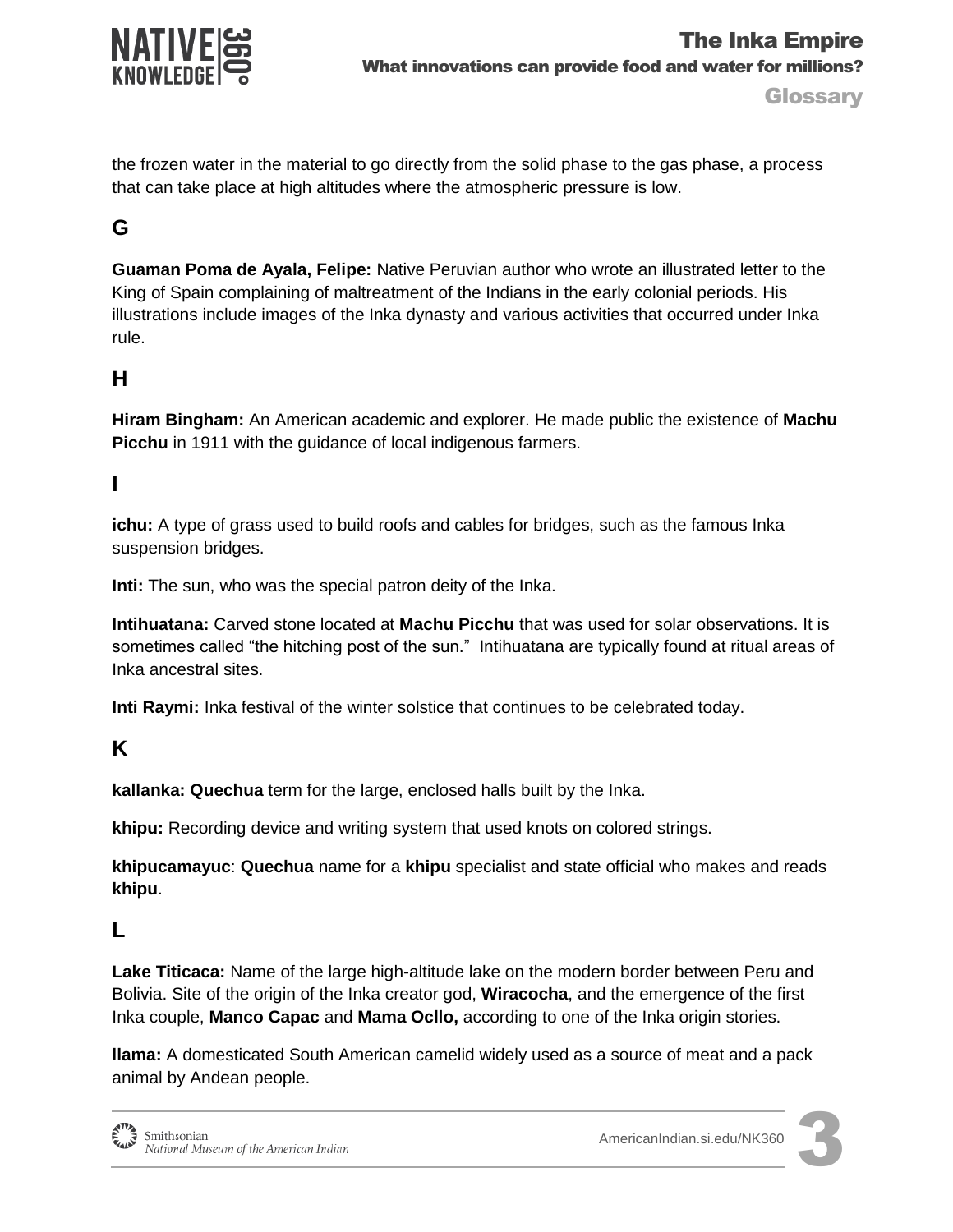the frozen water in the material to go directly from the solid phase to the gas phase, a process that can take place at high altitudes where the atmospheric pressure is low.

## G

**Guaman Poma de Ayala, Felipe:** Native Peruvian author who wrote an illustrated letter to the King of Spain complaining of maltreatment of the Indians in the early colonial periods. His illustrations include images of the Inka dynasty and various activities that occurred under Inka rule.

## H

**Hiram Bingham:** An American academic and explorer. He made public the existence of **Machu Picchu** in 1911 with the guidance of local indigenous farmers.

## I

**ichu:** A type of grass used to build roofs and cables for bridges, such as the famous Inka suspension bridges.

**Inti:** The sun, who was the special patron deity of the Inka.

**Intihuatana:** Carved stone located at **Machu Picchu** that was used for solar observations. It is sometimes called "the hitching post of the sun." Intihuatana are typically found at ritual areas of Inka ancestral sites.

**Inti Raymi:** Inka festival of the winter solstice that continues to be celebrated today.

## K

**kallanka: Quechua** term for the large, enclosed halls built by the Inka.

**khipu:** Recording device and writing system that used knots on colored strings.

**khipucamayuc**: **Quechua** name for a **khipu** specialist and state official who makes and reads **khipu**.

## L

**Lake Titicaca:** Name of the large high-altitude lake on the modern border between Peru and Bolivia. Site of the origin of the Inka creator god, **Wiracocha**, and the emergence of the first Inka couple, **Manco Capac** and **Mama Ocllo,** according to one of the Inka origin stories.

**llama:** A domesticated South American camelid widely used as a source of meat and a pack animal by Andean people.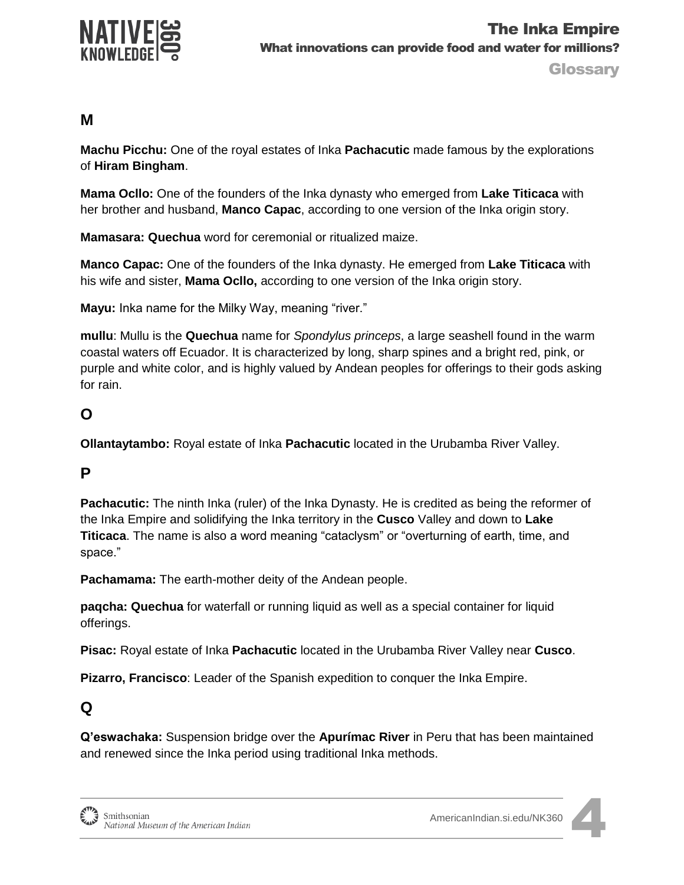## M

**Machu Picchu:** One of the royal estates of Inka **Pachacutic** made famous by the explorations of **Hiram Bingham**.

**Mama Ocllo:** One of the founders of the Inka dynasty who emerged from **Lake Titicaca** with her brother and husband, **Manco Capac**, according to one version of the Inka origin story.

**Mamasara: Quechua** word for ceremonial or ritualized maize.

**Manco Capac:** One of the founders of the Inka dynasty. He emerged from **Lake Titicaca** with his wife and sister, **Mama Ocllo,** according to one version of the Inka origin story.

**Mayu:** Inka name for the Milky Way, meaning "river."

**mullu**: Mullu is the **Quechua** name for *Spondylus princeps*, a large seashell found in the warm coastal waters off Ecuador. It is characterized by long, sharp spines and a bright red, pink, or purple and white color, and is highly valued by Andean peoples for offerings to their gods asking for rain.

## O

**Ollantaytambo:** Royal estate of Inka **Pachacutic** located in the Urubamba River Valley.

## P

**Pachacutic:** The ninth Inka (ruler) of the Inka Dynasty. He is credited as being the reformer of the Inka Empire and solidifying the Inka territory in the **Cusco** Valley and down to **Lake Titicaca**. The name is also a word meaning "cataclysm" or "overturning of earth, time, and space."

**Pachamama:** The earth-mother deity of the Andean people.

**paqcha: Quechua** for waterfall or running liquid as well as a special container for liquid offerings.

**Pisac:** Royal estate of Inka **Pachacutic** located in the Urubamba River Valley near **Cusco**.

**Pizarro, Francisco**: Leader of the Spanish expedition to conquer the Inka Empire.

## Q

**Q'eswachaka:** Suspension bridge over the **Apurímac River** in Peru that has been maintained and renewed since the Inka period using traditional Inka methods.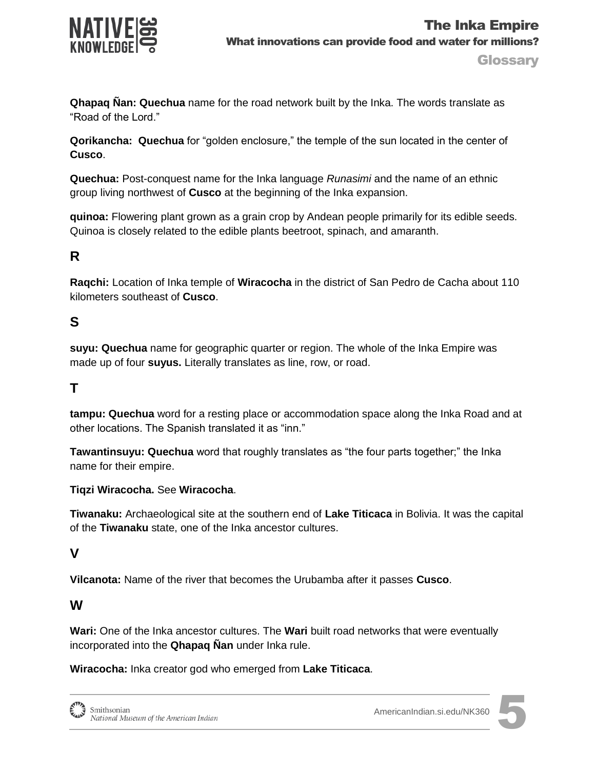**Qhapaq Ñan: Quechua** name for the road network built by the Inka. The words translate as "Road of the Lord."

**Qorikancha: Quechua** for "golden enclosure," the temple of the sun located in the center of **Cusco**.

**Quechua:** Post-conquest name for the Inka language *Runasimi* and the name of an ethnic group living northwest of **Cusco** at the beginning of the Inka expansion.

**quinoa:** Flowering plant grown as a grain crop by Andean people primarily for its edible seeds. Quinoa is closely related to the edible plants beetroot, spinach, and amaranth.

## R

**Raqchi:** Location of Inka temple of **Wiracocha** in the district of San Pedro de Cacha about 110 kilometers southeast of **Cusco**.

## S

**suyu: Quechua** name for geographic quarter or region. The whole of the Inka Empire was made up of four **suyus.** Literally translates as line, row, or road.

## T

**tampu: Quechua** word for a resting place or accommodation space along the Inka Road and at other locations. The Spanish translated it as "inn."

**Tawantinsuyu: Quechua** word that roughly translates as "the four parts together;" the Inka name for their empire.

**Tiqzi Wiracocha.** See **Wiracocha**.

**Tiwanaku:** Archaeological site at the southern end of **Lake Titicaca** in Bolivia. It was the capital of the **Tiwanaku** state, one of the Inka ancestor cultures.

## V

**Vilcanota:** Name of the river that becomes the Urubamba after it passes **Cusco**.

## W

**Wari:** One of the Inka ancestor cultures. The **Wari** built road networks that were eventually incorporated into the **Qhapaq Ñan** under Inka rule.

**Wiracocha:** Inka creator god who emerged from **Lake Titicaca**.